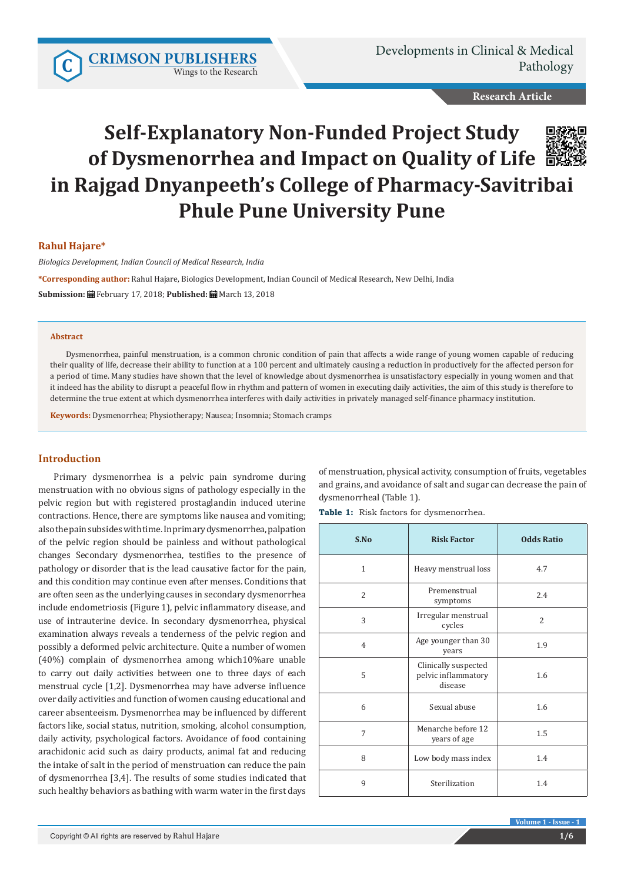Research Article

# Self-Explanatory Non-Funded Project Study of Dysmenorrhea and Impact on Quality of Life in Rajgad Dnyanpeeth's College of Pharmacy-Savitribai Phule Pune University Pune

**Rahul Hajare***

*Biologics Development, Indian Council of Medical Research, India*

***Corresponding author:** Rahul Hajare, Biologics Development, Indian Council of Medical Research, New Delhi, India

**Submission:** February 17, 2018; **Published:** March 13, 2018

## Abstract

Dysmenorrhea, painful menstruation, is a common chronic condition of pain that affects a wide range of young women capable of reducing their quality of life, decrease their ability to function at a 100 percent and ultimately causing a reduction in productively for the affected person for a period of time. Many studies have shown that the level of knowledge about dysmenorrhea is unsatisfactory especially in young women and that it indeed has the ability to disrupt a peaceful flow in rhythm and pattern of women in executing daily activities, the aim of this study is therefore to determine the true extent at which dysmenorrhea interferes with daily activities in privately managed self-finance pharmacy institution.

**Keywords:** Dysmenorrhea; Physiotherapy; Nausea; Insomnia; Stomach cramps

## Introduction

Primary dysmenorrhea is a pelvic pain syndrome during menstruation with no obvious signs of pathology especially in the pelvic region but with registered prostaglandin induced uterine contractions. Hence, there are symptoms like nausea and vomiting; also the pain subsides with time. In primary dysmenorrhea, palpation of the pelvic region should be painless and without pathological changes Secondary dysmenorrhea, testifies to the presence of pathology or disorder that is the lead causative factor for the pain, and this condition may continue even after menses. Conditions that are often seen as the underlying causes in secondary dysmenorrhea include endometriosis (Figure 1), pelvic inflammatory disease, and use of intrauterine device. In secondary dysmenorrhea, physical examination always reveals a tenderness of the pelvic region and possibly a deformed pelvic architecture. Quite a number of women (40%) complain of dysmenorrhea among which10%are unable to carry out daily activities between one to three days of each menstrual cycle [1,2]. Dysmenorrhea may have adverse influence over daily activities and function of women causing educational and career absenteeism. Dysmenorrhea may be influenced by different factors like, social status, nutrition, smoking, alcohol consumption, daily activity, psychological factors. Avoidance of food containing arachidonic acid such as dairy products, animal fat and reducing the intake of salt in the period of menstruation can reduce the pain of dysmenorrhea [3,4]. The results of some studies indicated that such healthy behaviors as bathing with warm water in the first days of menstruation, physical activity, consumption of fruits, vegetables and grains, and avoidance of salt and sugar can decrease the pain of dysmenorrheal (Table 1).

**Table 1:** Risk factors for dysmenorrhea.

| S.No | Risk Factor | Odds Ratio |
|---|---|---|
| 1 | Heavy menstrual loss | 4.7 |
| 2 | Premenstrual symptoms | 2.4 |
| 3 | Irregular menstrual cycles | 2 |
| 4 | Age younger than 30 years | 1.9 |
| 5 | Clinically suspected pelvic inflammatory disease | 1.6 |
| 6 | Sexual abuse | 1.6 |
| 7 | Menarche before 12 years of age | 1.5 |
| 8 | Low body mass index | 1.4 |
| 9 | Sterilization | 1.4 |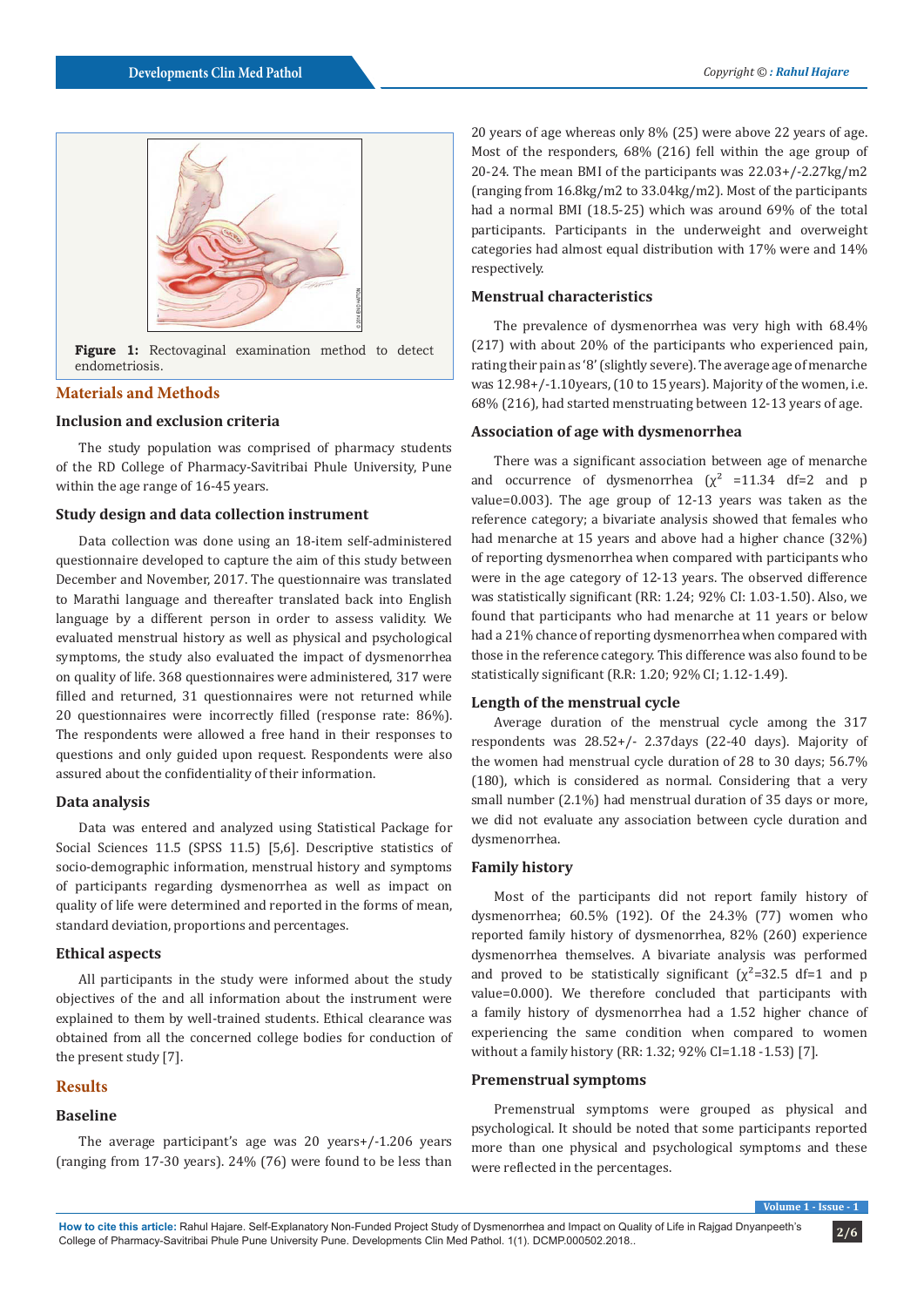Figure 1: Rectovaginal examination method to detect endometriosis.

## Materials and Methods

### Inclusion and exclusion criteria

The study population was comprised of pharmacy students of the RD College of Pharmacy-Savitribai Phule University, Pune within the age range of 16-45 years.

### Study design and data collection instrument

Data collection was done using an 18-item self-administered questionnaire developed to capture the aim of this study between December and November, 2017. The questionnaire was translated to Marathi language and thereafter translated back into English language by a different person in order to assess validity. We evaluated menstrual history as well as physical and psychological symptoms, the study also evaluated the impact of dysmenorrhea on quality of life. 368 questionnaires were administered, 317 were filled and returned, 31 questionnaires were not returned while 20 questionnaires were incorrectly filled (response rate: 86%). The respondents were allowed a free hand in their responses to questions and only guided upon request. Respondents were also assured about the confidentiality of their information.

### Data analysis

Data was entered and analyzed using Statistical Package for Social Sciences 11.5 (SPSS 11.5) [5,6]. Descriptive statistics of socio-demographic information, menstrual history and symptoms of participants regarding dysmenorrhea as well as impact on quality of life were determined and reported in the forms of mean, standard deviation, proportions and percentages.

### Ethical aspects

All participants in the study were informed about the study objectives of the and all information about the instrument were explained to them by well-trained students. Ethical clearance was obtained from all the concerned college bodies for conduction of the present study [7].

## Results

### Baseline

The average participant's age was 20 years+/-1.206 years (ranging from 17-30 years). 24% (76) were found to be less than 20 years of age whereas only 8% (25) were above 22 years of age. Most of the responders, 68% (216) fell within the age group of 20-24. The mean BMI of the participants was 22.03+/-2.27kg/m2 (ranging from 16.8kg/m2 to 33.04kg/m2). Most of the participants had a normal BMI (18.5-25) which was around 69% of the total participants. Participants in the underweight and overweight categories had almost equal distribution with 17% were and 14% respectively.

### Menstrual characteristics

The prevalence of dysmenorrhea was very high with 68.4% (217) with about 20% of the participants who experienced pain, rating their pain as '8' (slightly severe). The average age of menarche was 12.98+/-1.10years, (10 to 15 years). Majority of the women, i.e. 68% (216), had started menstruating between 12-13 years of age.

### Association of age with dysmenorrhea

There was a significant association between age of menarche and occurrence of dysmenorrhea ($\chi^2$ =11.34 df=2 and p value=0.003). The age group of 12-13 years was taken as the reference category; a bivariate analysis showed that females who had menarche at 15 years and above had a higher chance (32%) of reporting dysmenorrhea when compared with participants who were in the age category of 12-13 years. The observed difference was statistically significant (RR: 1.24; 92% CI: 1.03-1.50). Also, we found that participants who had menarche at 11 years or below had a 21% chance of reporting dysmenorrhea when compared with those in the reference category. This difference was also found to be statistically significant (R.R: 1.20; 92% CI; 1.12-1.49).

### Length of the menstrual cycle

Average duration of the menstrual cycle among the 317 respondents was 28.52+/- 2.37days (22-40 days). Majority of the women had menstrual cycle duration of 28 to 30 days; 56.7% (180), which is considered as normal. Considering that a very small number (2.1%) had menstrual duration of 35 days or more, we did not evaluate any association between cycle duration and dysmenorrhea.

### Family history

Most of the participants did not report family history of dysmenorrhea; 60.5% (192). Of the 24.3% (77) women who reported family history of dysmenorrhea, 82% (260) experience dysmenorrhea themselves. A bivariate analysis was performed and proved to be statistically significant ($\chi^2$=32.5 df=1 and p value=0.000). We therefore concluded that participants with a family history of dysmenorrhea had a 1.52 higher chance of experiencing the same condition when compared to women without a family history (RR: 1.32; 92% CI=1.18 -1.53) [7].

### Premenstrual symptoms

Premenstrual symptoms were grouped as physical and psychological. It should be noted that some participants reported more than one physical and psychological symptoms and these were reflected in the percentages.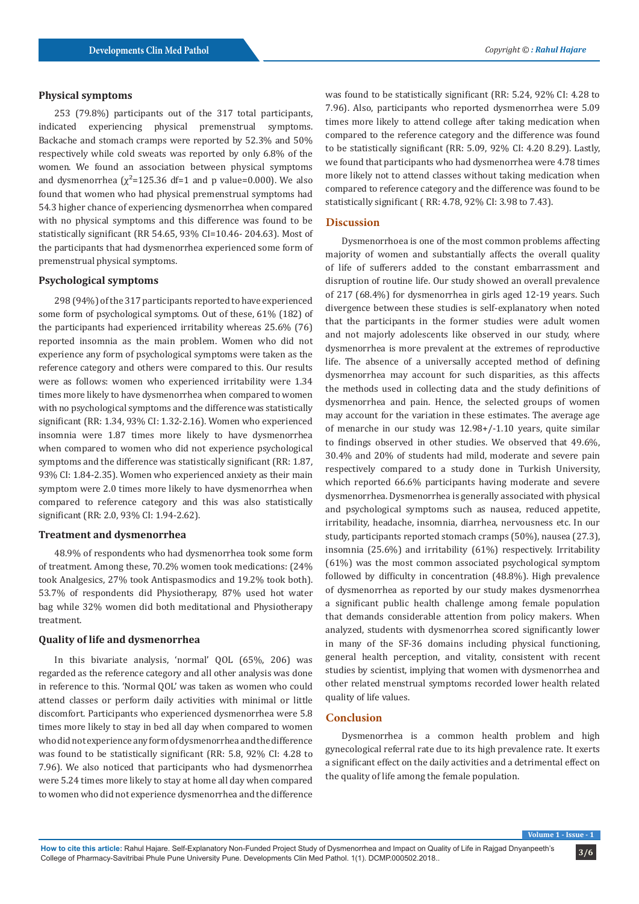### Physical symptoms

253 (79.8%) participants out of the 317 total participants, indicated experiencing physical premenstrual symptoms. Backache and stomach cramps were reported by 52.3% and 50% respectively while cold sweats was reported by only 6.8% of the women. We found an association between physical symptoms and dysmenorrhea ($\chi^2$=125.36 df=1 and p value=0.000). We also found that women who had physical premenstrual symptoms had 54.3 higher chance of experiencing dysmenorrhea when compared with no physical symptoms and this difference was found to be statistically significant (RR 54.65, 93% CI=10.46- 204.63). Most of the participants that had dysmenorrhea experienced some form of premenstrual physical symptoms.

### Psychological symptoms

298 (94%) of the 317 participants reported to have experienced some form of psychological symptoms. Out of these, 61% (182) of the participants had experienced irritability whereas 25.6% (76) reported insomnia as the main problem. Women who did not experience any form of psychological symptoms were taken as the reference category and others were compared to this. Our results were as follows: women who experienced irritability were 1.34 times more likely to have dysmenorrhea when compared to women with no psychological symptoms and the difference was statistically significant (RR: 1.34, 93% CI: 1.32-2.16). Women who experienced insomnia were 1.87 times more likely to have dysmenorrhea when compared to women who did not experience psychological symptoms and the difference was statistically significant (RR: 1.87, 93% CI: 1.84-2.35). Women who experienced anxiety as their main symptom were 2.0 times more likely to have dysmenorrhea when compared to reference category and this was also statistically significant (RR: 2.0, 93% CI: 1.94-2.62).

### Treatment and dysmenorrhea

48.9% of respondents who had dysmenorrhea took some form of treatment. Among these, 70.2% women took medications: (24% took Analgesics, 27% took Antispasmodics and 19.2% took both). 53.7% of respondents did Physiotherapy, 87% used hot water bag while 32% women did both meditational and Physiotherapy treatment.

### Quality of life and dysmenorrhea

In this bivariate analysis, 'normal' QOL (65%, 206) was regarded as the reference category and all other analysis was done in reference to this. 'Normal QOL' was taken as women who could attend classes or perform daily activities with minimal or little discomfort. Participants who experienced dysmenorrhea were 5.8 times more likely to stay in bed all day when compared to women who did not experience any form of dysmenorrhea and the difference was found to be statistically significant (RR: 5.8, 92% CI: 4.28 to 7.96). We also noticed that participants who had dysmenorrhea were 5.24 times more likely to stay at home all day when compared to women who did not experience dysmenorrhea and the difference was found to be statistically significant (RR: 5.24, 92% CI: 4.28 to 7.96). Also, participants who reported dysmenorrhea were 5.09 times more likely to attend college after taking medication when compared to the reference category and the difference was found to be statistically significant (RR: 5.09, 92% CI: 4.20 8.29). Lastly, we found that participants who had dysmenorrhea were 4.78 times more likely not to attend classes without taking medication when compared to reference category and the difference was found to be statistically significant ( RR: 4.78, 92% CI: 3.98 to 7.43).

## Discussion

Dysmenorrhoea is one of the most common problems affecting majority of women and substantially affects the overall quality of life of sufferers added to the constant embarrassment and disruption of routine life. Our study showed an overall prevalence of 217 (68.4%) for dysmenorrhea in girls aged 12-19 years. Such divergence between these studies is self-explanatory when noted that the participants in the former studies were adult women and not majorly adolescents like observed in our study, where dysmenorrhea is more prevalent at the extremes of reproductive life. The absence of a universally accepted method of defining dysmenorrhea may account for such disparities, as this affects the methods used in collecting data and the study definitions of dysmenorrhea and pain. Hence, the selected groups of women may account for the variation in these estimates. The average age of menarche in our study was 12.98+/-1.10 years, quite similar to findings observed in other studies. We observed that 49.6%, 30.4% and 20% of students had mild, moderate and severe pain respectively compared to a study done in Turkish University, which reported 66.6% participants having moderate and severe dysmenorrhea. Dysmenorrhea is generally associated with physical and psychological symptoms such as nausea, reduced appetite, irritability, headache, insomnia, diarrhea, nervousness etc. In our study, participants reported stomach cramps (50%), nausea (27.3), insomnia (25.6%) and irritability (61%) respectively. Irritability (61%) was the most common associated psychological symptom followed by difficulty in concentration (48.8%). High prevalence of dysmenorrhea as reported by our study makes dysmenorrhea a significant public health challenge among female population that demands considerable attention from policy makers. When analyzed, students with dysmenorrhea scored significantly lower in many of the SF-36 domains including physical functioning, general health perception, and vitality, consistent with recent studies by scientist, implying that women with dysmenorrhea and other related menstrual symptoms recorded lower health related quality of life values.

## Conclusion

Dysmenorrhea is a common health problem and high gynecological referral rate due to its high prevalence rate. It exerts a significant effect on the daily activities and a detrimental effect on the quality of life among the female population.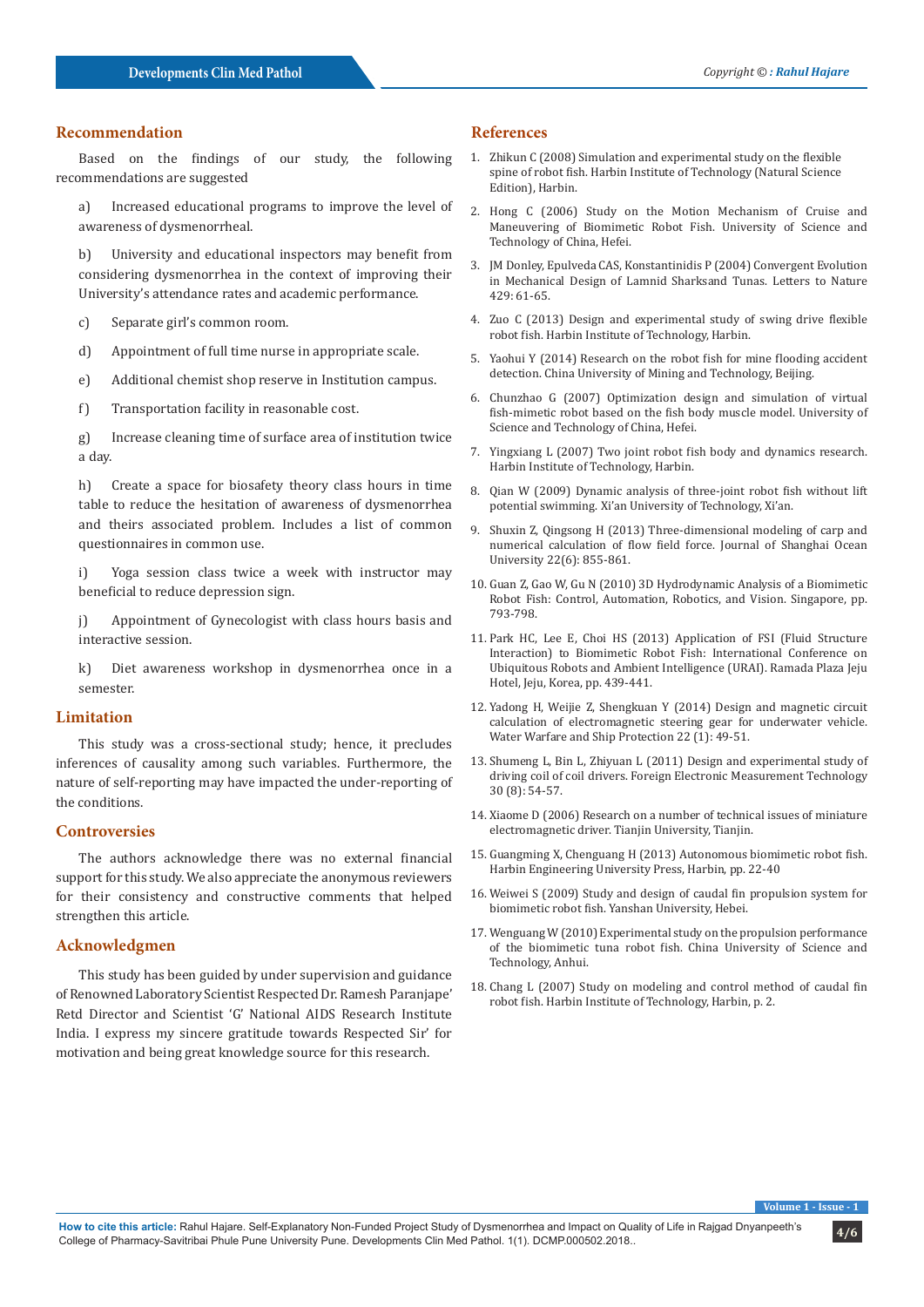## Recommendation

Based on the findings of our study, the following recommendations are suggested

a) Increased educational programs to improve the level of awareness of dysmenorrheal.

b) University and educational inspectors may benefit from considering dysmenorrhea in the context of improving their University's attendance rates and academic performance.

c) Separate girl's common room.

d) Appointment of full time nurse in appropriate scale.

e) Additional chemist shop reserve in Institution campus.

f) Transportation facility in reasonable cost.

g) Increase cleaning time of surface area of institution twice a day.

h) Create a space for biosafety theory class hours in time table to reduce the hesitation of awareness of dysmenorrhea and theirs associated problem. Includes a list of common questionnaires in common use.

i) Yoga session class twice a week with instructor may beneficial to reduce depression sign.

j) Appointment of Gynecologist with class hours basis and interactive session.

k) Diet awareness workshop in dysmenorrhea once in a semester.

## Limitation

This study was a cross-sectional study; hence, it precludes inferences of causality among such variables. Furthermore, the nature of self-reporting may have impacted the under-reporting of the conditions.

## Controversies

The authors acknowledge there was no external financial support for this study. We also appreciate the anonymous reviewers for their consistency and constructive comments that helped strengthen this article.

## Acknowledgmen

This study has been guided by under supervision and guidance of Renowned Laboratory Scientist Respected Dr. Ramesh Paranjape' Retd Director and Scientist 'G' National AIDS Research Institute India. I express my sincere gratitude towards Respected Sir' for motivation and being great knowledge source for this research.

## References

1. Zhikun C (2008) Simulation and experimental study on the flexible spine of robot fish. Harbin Institute of Technology (Natural Science Edition), Harbin.
2. Hong C (2006) Study on the Motion Mechanism of Cruise and Maneuvering of Biomimetic Robot Fish. University of Science and Technology of China, Hefei.
3. JM Donley, Epulveda CAS, Konstantinidis P (2004) Convergent Evolution in Mechanical Design of Lamnid Sharksand Tunas. Letters to Nature 429: 61-65.
4. Zuo C (2013) Design and experimental study of swing drive flexible robot fish. Harbin Institute of Technology, Harbin.
5. Yaohui Y (2014) Research on the robot fish for mine flooding accident detection. China University of Mining and Technology, Beijing.
6. Chunzhao G (2007) Optimization design and simulation of virtual fish-mimetic robot based on the fish body muscle model. University of Science and Technology of China, Hefei.
7. Yingxiang L (2007) Two joint robot fish body and dynamics research. Harbin Institute of Technology, Harbin.
8. Qian W (2009) Dynamic analysis of three-joint robot fish without lift potential swimming. Xi'an University of Technology, Xi'an.
9. Shuxin Z, Qingsong H (2013) Three-dimensional modeling of carp and numerical calculation of flow field force. Journal of Shanghai Ocean University 22(6): 855-861.
10. Guan Z, Gao W, Gu N (2010) 3D Hydrodynamic Analysis of a Biomimetic Robot Fish: Control, Automation, Robotics, and Vision. Singapore, pp. 793-798.
11. Park HC, Lee E, Choi HS (2013) Application of FSI (Fluid Structure Interaction) to Biomimetic Robot Fish: International Conference on Ubiquitous Robots and Ambient Intelligence (URAI). Ramada Plaza Jeju Hotel, Jeju, Korea, pp. 439-441.
12. Yadong H, Weijie Z, Shengkuan Y (2014) Design and magnetic circuit calculation of electromagnetic steering gear for underwater vehicle. Water Warfare and Ship Protection 22 (1): 49-51.
13. Shumeng L, Bin L, Zhiyuan L (2011) Design and experimental study of driving coil of coil drivers. Foreign Electronic Measurement Technology 30 (8): 54-57.
14. Xiaome D (2006) Research on a number of technical issues of miniature electromagnetic driver. Tianjin University, Tianjin.
15. Guangming X, Chenguang H (2013) Autonomous biomimetic robot fish. Harbin Engineering University Press, Harbin, pp. 22-40
16. Weiwei S (2009) Study and design of caudal fin propulsion system for biomimetic robot fish. Yanshan University, Hebei.
17. Wenguang W (2010) Experimental study on the propulsion performance of the biomimetic tuna robot fish. China University of Science and Technology, Anhui.
18. Chang L (2007) Study on modeling and control method of caudal fin robot fish. Harbin Institute of Technology, Harbin, p. 2.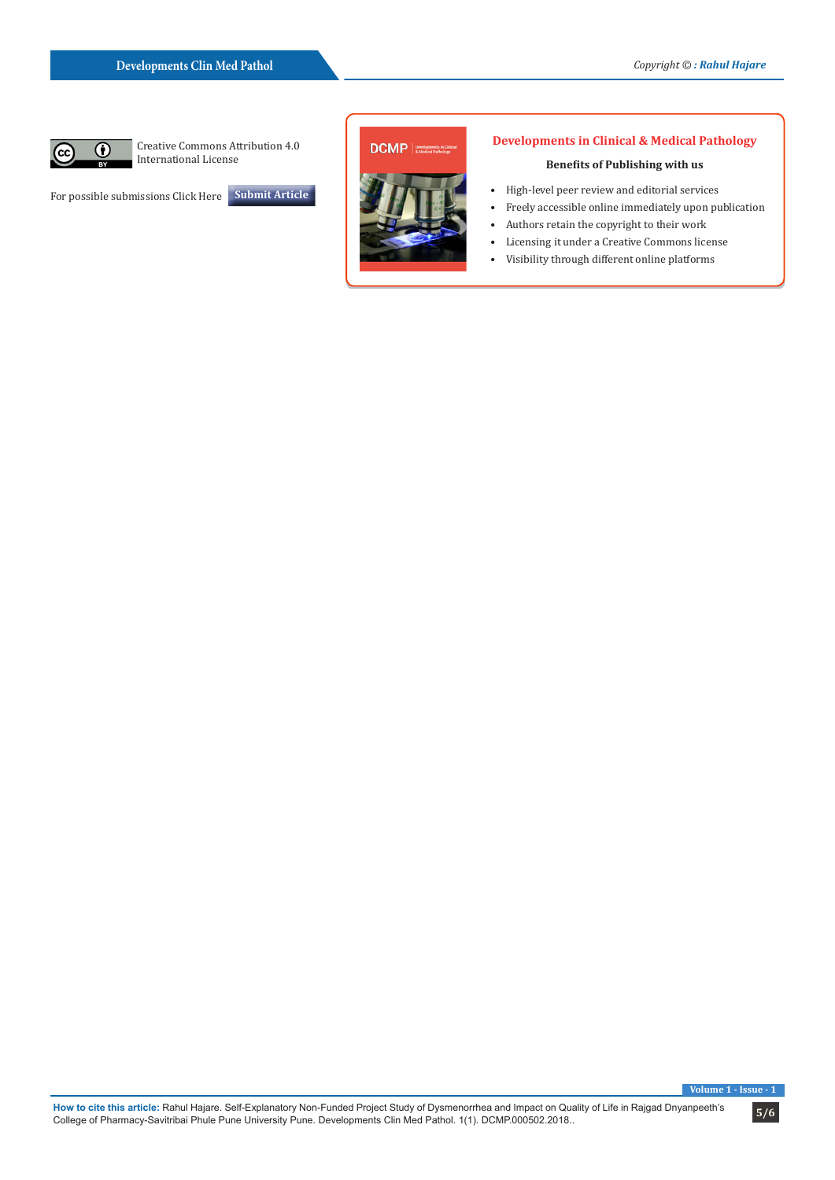Creative Commons Attribution 4.0 International License

For possible submissions Click Here **Submit Article**

## Developments in Clinical & Medical Pathology

**Benefits of Publishing with us**

- High-level peer review and editorial services
- Freely accessible online immediately upon publication
- Authors retain the copyright to their work
- Licensing it under a Creative Commons license
- Visibility through different online platforms

**How to cite this article:** Rahul Hajare. Self-Explanatory Non-Funded Project Study of Dysmenorrhea and Impact on Quality of Life in Rajgad Dnyanpeeth's College of Pharmacy-Savitribai Phule Pune University Pune. Developments Clin Med Pathol. 1(1). DCMP.000502.2018..